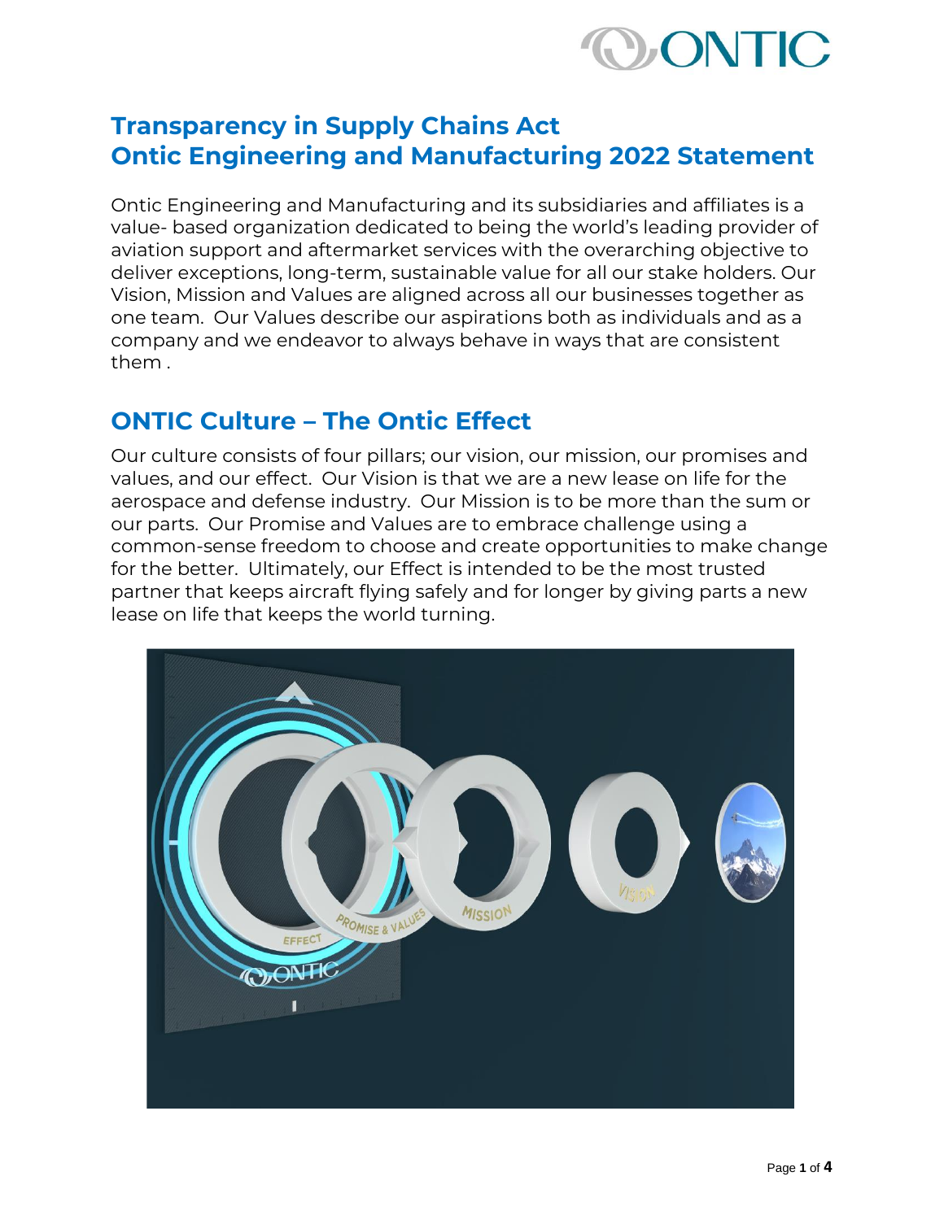# Transparency in Supply Chains Act
# Ontic Engineering and Manufacturing 2022 Statement

Ontic Engineering and Manufacturing and its subsidiaries and affiliates is a value- based organization dedicated to being the world's leading provider of aviation support and aftermarket services with the overarching objective to deliver exceptions, long-term, sustainable value for all our stake holders. Our Vision, Mission and Values are aligned across all our businesses together as one team. Our Values describe our aspirations both as individuals and as a company and we endeavor to always behave in ways that are consistent them .

## ONTIC Culture – The Ontic Effect

Our culture consists of four pillars; our vision, our mission, our promises and values, and our effect. Our Vision is that we are a new lease on life for the aerospace and defense industry. Our Mission is to be more than the sum or our parts. Our Promise and Values are to embrace challenge using a common-sense freedom to choose and create opportunities to make change for the better. Ultimately, our Effect is intended to be the most trusted partner that keeps aircraft flying safely and for longer by giving parts a new lease on life that keeps the world turning.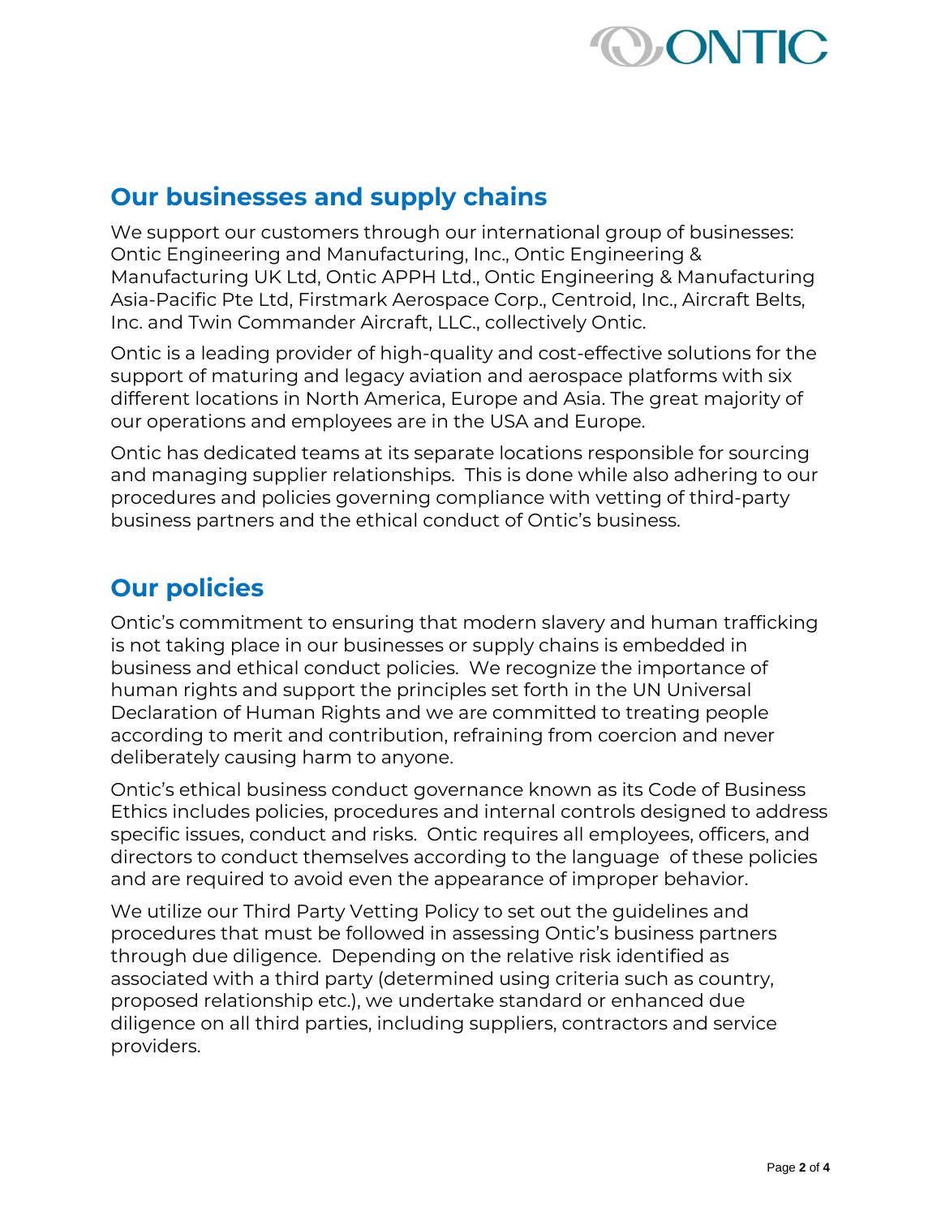## Our businesses and supply chains

We support our customers through our international group of businesses: Ontic Engineering and Manufacturing, Inc., Ontic Engineering & Manufacturing UK Ltd, Ontic APPH Ltd., Ontic Engineering & Manufacturing Asia-Pacific Pte Ltd, Firstmark Aerospace Corp., Centroid, Inc., Aircraft Belts, Inc. and Twin Commander Aircraft, LLC., collectively Ontic.

Ontic is a leading provider of high-quality and cost-effective solutions for the support of maturing and legacy aviation and aerospace platforms with six different locations in North America, Europe and Asia. The great majority of our operations and employees are in the USA and Europe.

Ontic has dedicated teams at its separate locations responsible for sourcing and managing supplier relationships. This is done while also adhering to our procedures and policies governing compliance with vetting of third-party business partners and the ethical conduct of Ontic's business.

## Our policies

Ontic's commitment to ensuring that modern slavery and human trafficking is not taking place in our businesses or supply chains is embedded in business and ethical conduct policies. We recognize the importance of human rights and support the principles set forth in the UN Universal Declaration of Human Rights and we are committed to treating people according to merit and contribution, refraining from coercion and never deliberately causing harm to anyone.

Ontic's ethical business conduct governance known as its Code of Business Ethics includes policies, procedures and internal controls designed to address specific issues, conduct and risks. Ontic requires all employees, officers, and directors to conduct themselves according to the language of these policies and are required to avoid even the appearance of improper behavior.

We utilize our Third Party Vetting Policy to set out the guidelines and procedures that must be followed in assessing Ontic's business partners through due diligence. Depending on the relative risk identified as associated with a third party (determined using criteria such as country, proposed relationship etc.), we undertake standard or enhanced due diligence on all third parties, including suppliers, contractors and service providers.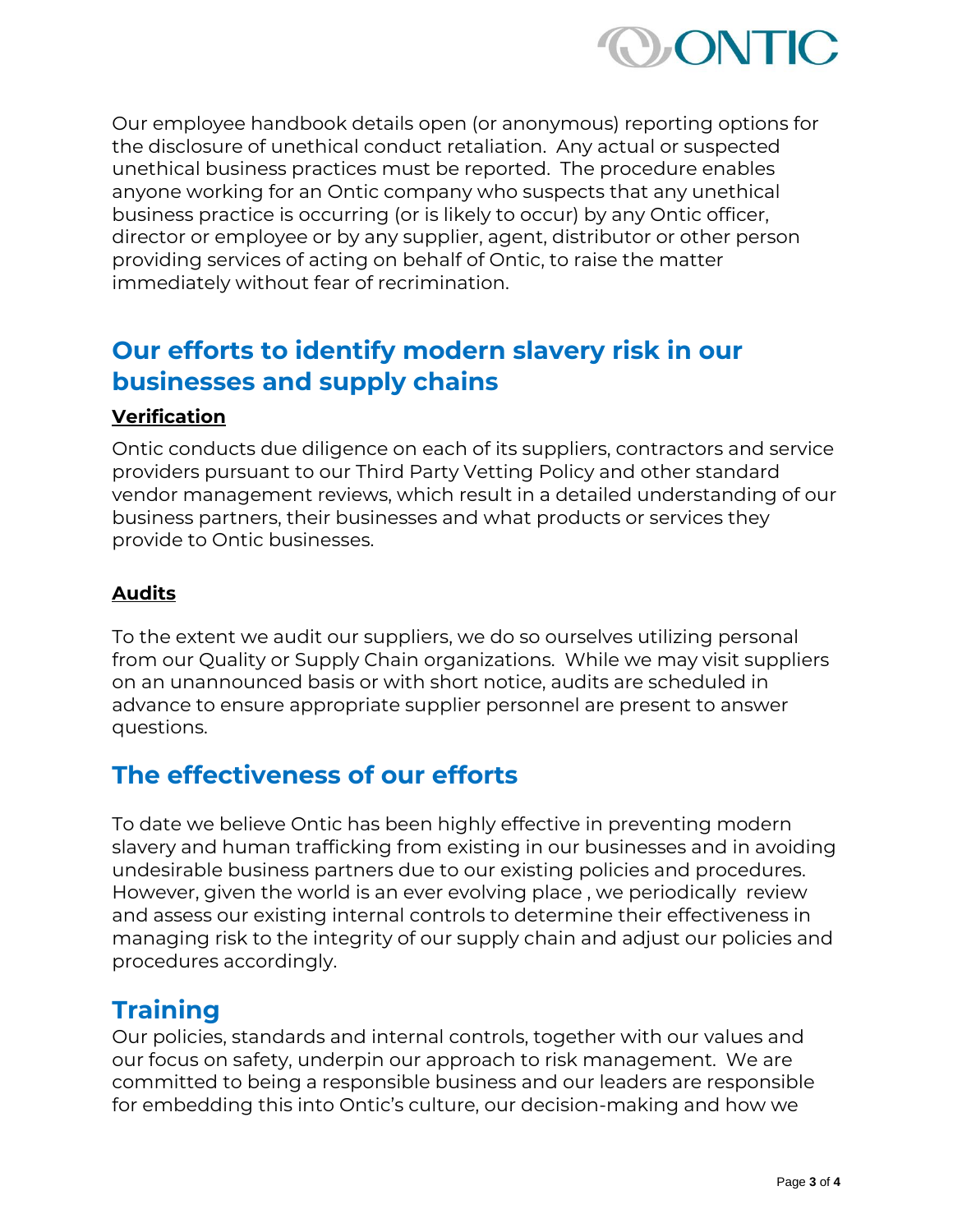Our employee handbook details open (or anonymous) reporting options for the disclosure of unethical conduct retaliation.  Any actual or suspected unethical business practices must be reported.  The procedure enables anyone working for an Ontic company who suspects that any unethical business practice is occurring (or is likely to occur) by any Ontic officer, director or employee or by any supplier, agent, distributor or other person providing services of acting on behalf of Ontic, to raise the matter immediately without fear of recrimination.

## Our efforts to identify modern slavery risk in our businesses and supply chains

### Verification

Ontic conducts due diligence on each of its suppliers, contractors and service providers pursuant to our Third Party Vetting Policy and other standard vendor management reviews, which result in a detailed understanding of our business partners, their businesses and what products or services they provide to Ontic businesses.

### Audits

To the extent we audit our suppliers, we do so ourselves utilizing personal from our Quality or Supply Chain organizations.  While we may visit suppliers on an unannounced basis or with short notice, audits are scheduled in advance to ensure appropriate supplier personnel are present to answer questions.

## The effectiveness of our efforts

To date we believe Ontic has been highly effective in preventing modern slavery and human trafficking from existing in our businesses and in avoiding undesirable business partners due to our existing policies and procedures.  However, given the world is an ever evolving place , we periodically  review and assess our existing internal controls to determine their effectiveness in managing risk to the integrity of our supply chain and adjust our policies and procedures accordingly.

## Training

Our policies, standards and internal controls, together with our values and our focus on safety, underpin our approach to risk management.  We are committed to being a responsible business and our leaders are responsible for embedding this into Ontic's culture, our decision-making and how we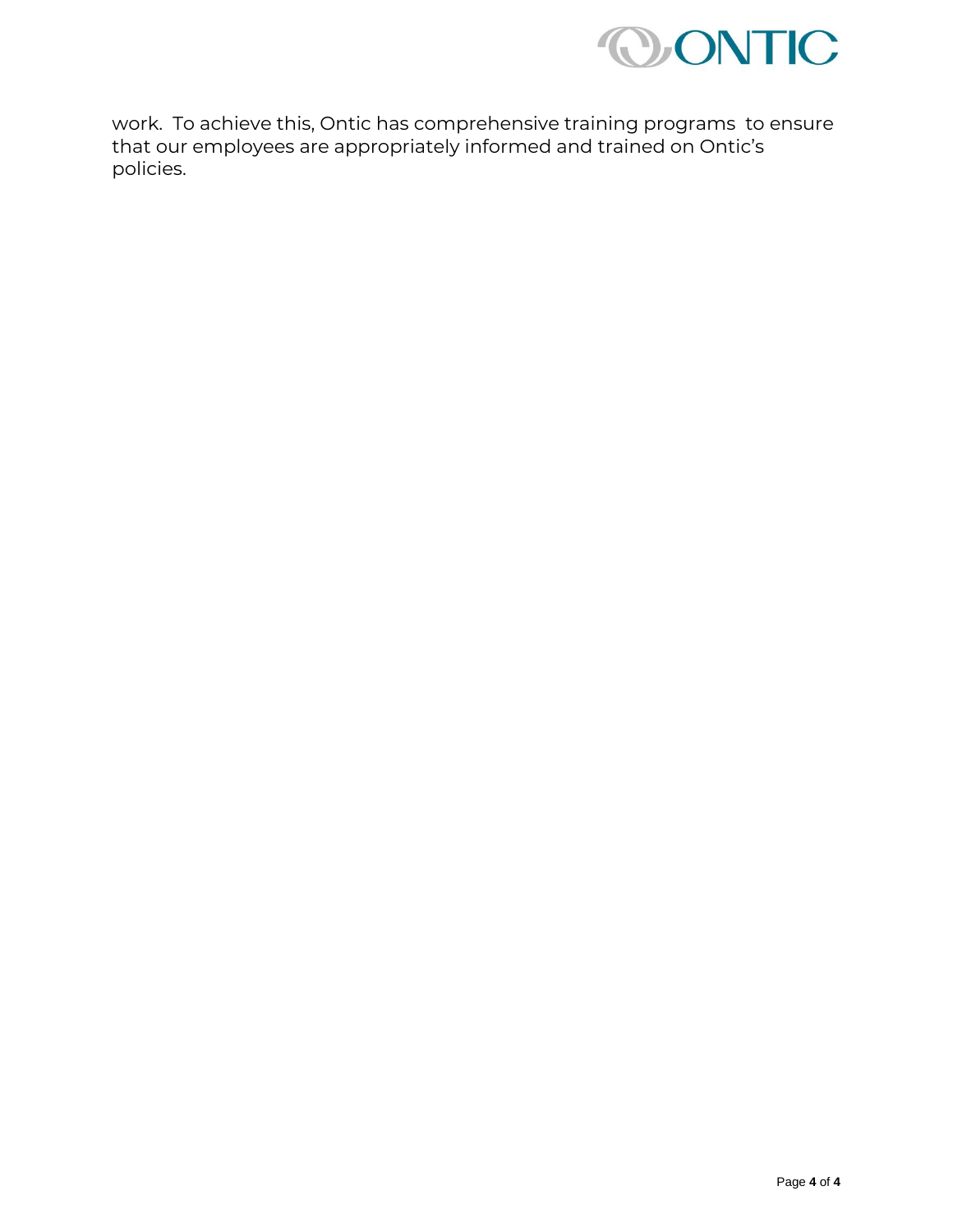work.  To achieve this, Ontic has comprehensive training programs  to ensure that our employees are appropriately informed and trained on Ontic's policies.